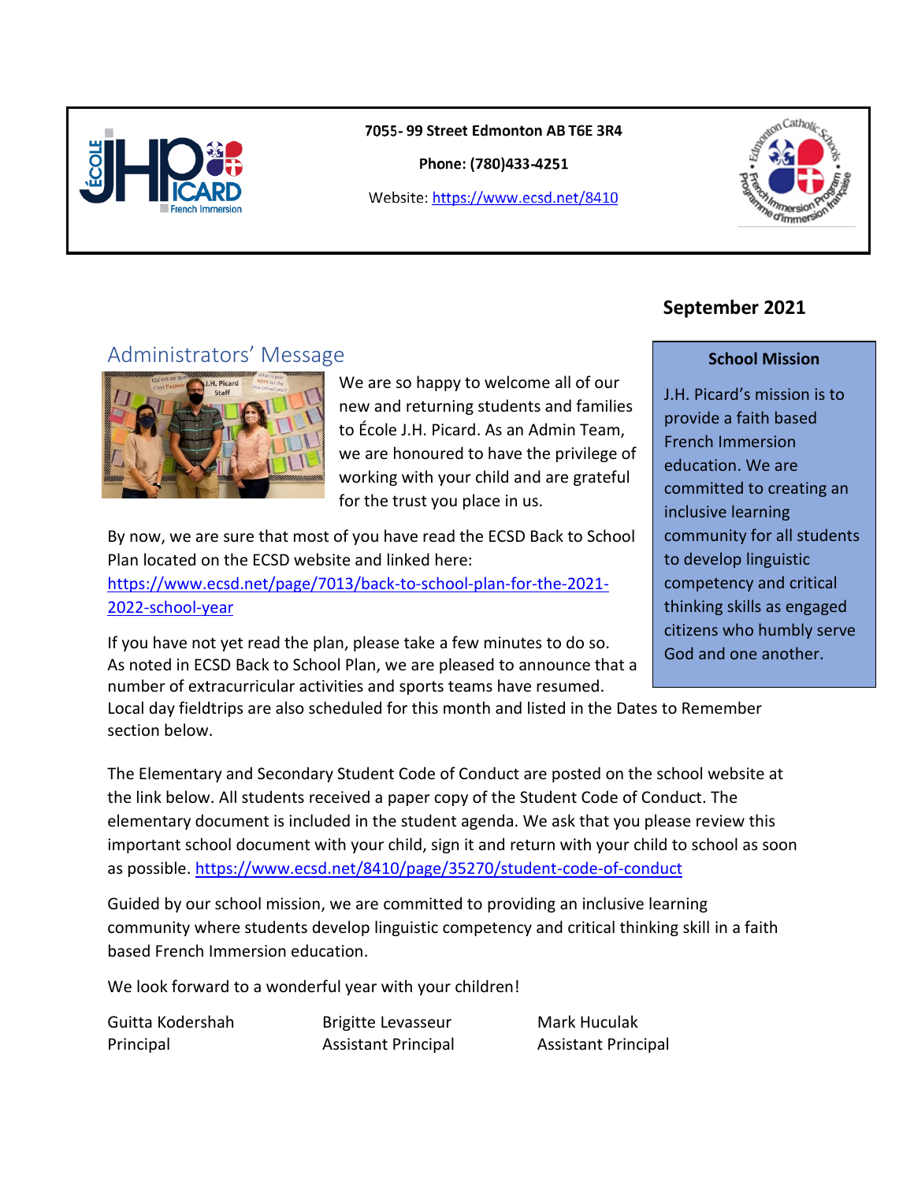7055- 99 Street Edmonton AB T6E 3R4

Phone: (780)433-4251

Website: https://www.ecsd.net/8410

**September 2021**

## Administrators' Message

We are so happy to welcome all of our new and returning students and families to École J.H. Picard. As an Admin Team, we are honoured to have the privilege of working with your child and are grateful for the trust you place in us.

By now, we are sure that most of you have read the ECSD Back to School Plan located on the ECSD website and linked here: https://www.ecsd.net/page/7013/back-to-school-plan-for-the-2021-2022-school-year

If you have not yet read the plan, please take a few minutes to do so. As noted in ECSD Back to School Plan, we are pleased to announce that a number of extracurricular activities and sports teams have resumed. Local day fieldtrips are also scheduled for this month and listed in the Dates to Remember section below.

The Elementary and Secondary Student Code of Conduct are posted on the school website at the link below. All students received a paper copy of the Student Code of Conduct. The elementary document is included in the student agenda. We ask that you please review this important school document with your child, sign it and return with your child to school as soon as possible. https://www.ecsd.net/8410/page/35270/student-code-of-conduct

Guided by our school mission, we are committed to providing an inclusive learning community where students develop linguistic competency and critical thinking skill in a faith based French Immersion education.

We look forward to a wonderful year with your children!

Guitta Kodershah
Principal

Brigitte Levasseur
Assistant Principal

Mark Huculak
Assistant Principal

### School Mission

J.H. Picard's mission is to provide a faith based French Immersion education. We are committed to creating an inclusive learning community for all students to develop linguistic competency and critical thinking skills as engaged citizens who humbly serve God and one another.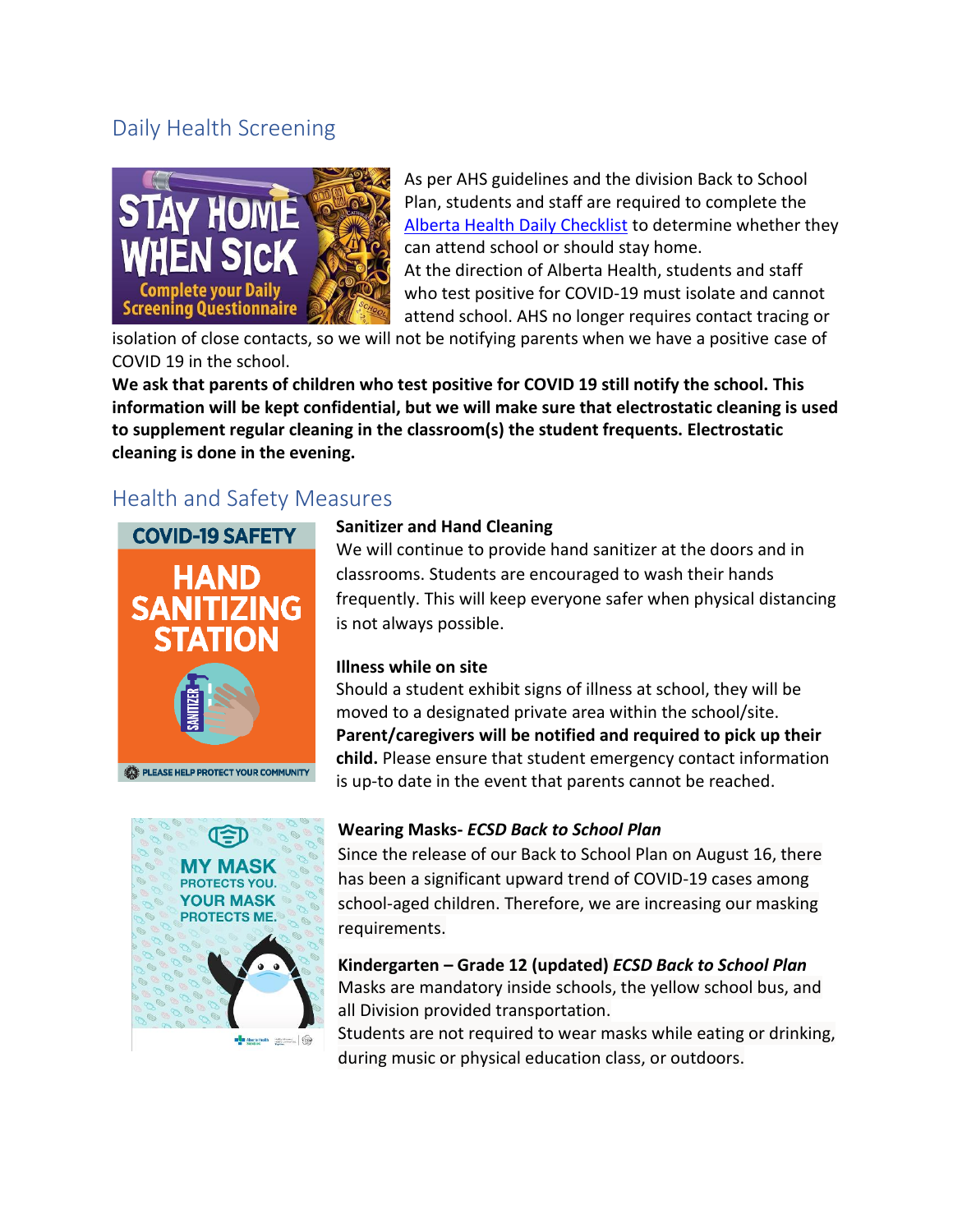## Daily Health Screening

As per AHS guidelines and the division Back to School Plan, students and staff are required to complete the [Alberta Health Daily Checklist](#) to determine whether they can attend school or should stay home.

At the direction of Alberta Health, students and staff who test positive for COVID-19 must isolate and cannot attend school. AHS no longer requires contact tracing or isolation of close contacts, so we will not be notifying parents when we have a positive case of COVID 19 in the school.

**We ask that parents of children who test positive for COVID 19 still notify the school. This information will be kept confidential, but we will make sure that electrostatic cleaning is used to supplement regular cleaning in the classroom(s) the student frequents. Electrostatic cleaning is done in the evening.**

## Health and Safety Measures

**Sanitizer and Hand Cleaning**

We will continue to provide hand sanitizer at the doors and in classrooms. Students are encouraged to wash their hands frequently. This will keep everyone safer when physical distancing is not always possible.

**Illness while on site**

Should a student exhibit signs of illness at school, they will be moved to a designated private area within the school/site. **Parent/caregivers will be notified and required to pick up their child.** Please ensure that student emergency contact information is up-to date in the event that parents cannot be reached.

**Wearing Masks-** ***ECSD Back to School Plan***

Since the release of our Back to School Plan on August 16, there has been a significant upward trend of COVID-19 cases among school-aged children. Therefore, we are increasing our masking requirements.

**Kindergarten – Grade 12 (updated)** ***ECSD Back to School Plan***

Masks are mandatory inside schools, the yellow school bus, and all Division provided transportation.

Students are not required to wear masks while eating or drinking, during music or physical education class, or outdoors.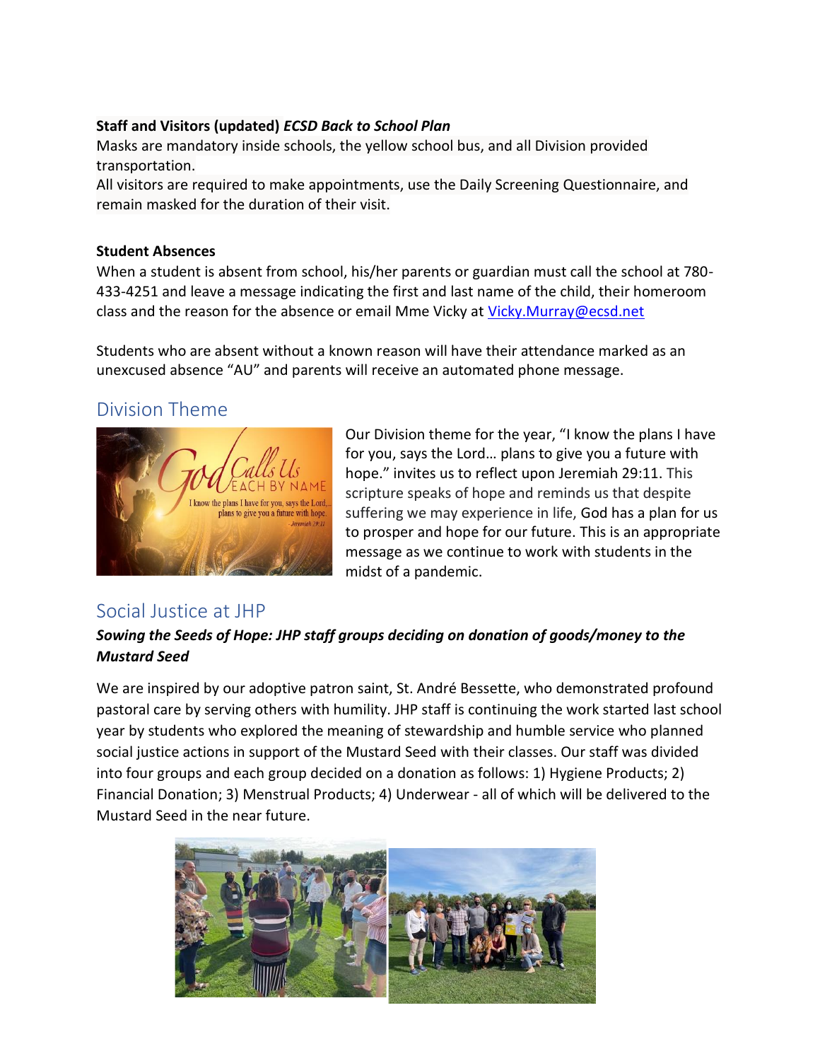**Staff and Visitors (updated)** ***ECSD Back to School Plan***

Masks are mandatory inside schools, the yellow school bus, and all Division provided transportation.

All visitors are required to make appointments, use the Daily Screening Questionnaire, and remain masked for the duration of their visit.

**Student Absences**

When a student is absent from school, his/her parents or guardian must call the school at 780-433-4251 and leave a message indicating the first and last name of the child, their homeroom class and the reason for the absence or email Mme Vicky at Vicky.Murray@ecsd.net

Students who are absent without a known reason will have their attendance marked as an unexcused absence "AU" and parents will receive an automated phone message.

## Division Theme

Our Division theme for the year, "I know the plans I have for you, says the Lord… plans to give you a future with hope." invites us to reflect upon Jeremiah 29:11. This scripture speaks of hope and reminds us that despite suffering we may experience in life, God has a plan for us to prosper and hope for our future. This is an appropriate message as we continue to work with students in the midst of a pandemic.

## Social Justice at JHP

***Sowing the Seeds of Hope: JHP staff groups deciding on donation of goods/money to the Mustard Seed***

We are inspired by our adoptive patron saint, St. André Bessette, who demonstrated profound pastoral care by serving others with humility. JHP staff is continuing the work started last school year by students who explored the meaning of stewardship and humble service who planned social justice actions in support of the Mustard Seed with their classes. Our staff was divided into four groups and each group decided on a donation as follows: 1) Hygiene Products; 2) Financial Donation; 3) Menstrual Products; 4) Underwear - all of which will be delivered to the Mustard Seed in the near future.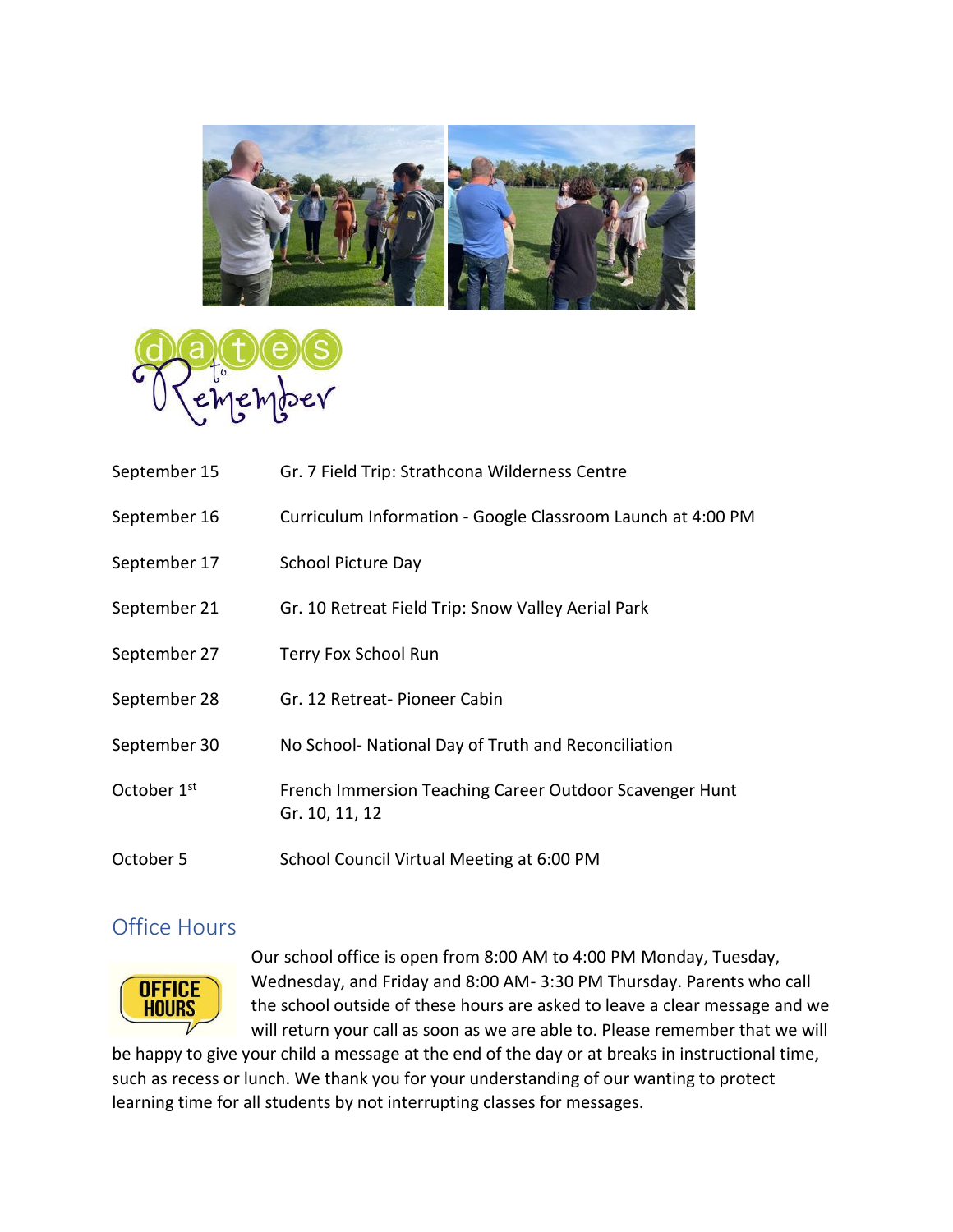## Dates to Remember

| | |
|---|---|
| September 15 | Gr. 7 Field Trip: Strathcona Wilderness Centre |
| September 16 | Curriculum Information - Google Classroom Launch at 4:00 PM |
| September 17 | School Picture Day |
| September 21 | Gr. 10 Retreat Field Trip: Snow Valley Aerial Park |
| September 27 | Terry Fox School Run |
| September 28 | Gr. 12 Retreat- Pioneer Cabin |
| September 30 | No School- National Day of Truth and Reconciliation |
| October 1st | French Immersion Teaching Career Outdoor Scavenger Hunt Gr. 10, 11, 12 |
| October 5 | School Council Virtual Meeting at 6:00 PM |

## Office Hours

Our school office is open from 8:00 AM to 4:00 PM Monday, Tuesday, Wednesday, and Friday and 8:00 AM- 3:30 PM Thursday. Parents who call the school outside of these hours are asked to leave a clear message and we will return your call as soon as we are able to. Please remember that we will be happy to give your child a message at the end of the day or at breaks in instructional time, such as recess or lunch. We thank you for your understanding of our wanting to protect learning time for all students by not interrupting classes for messages.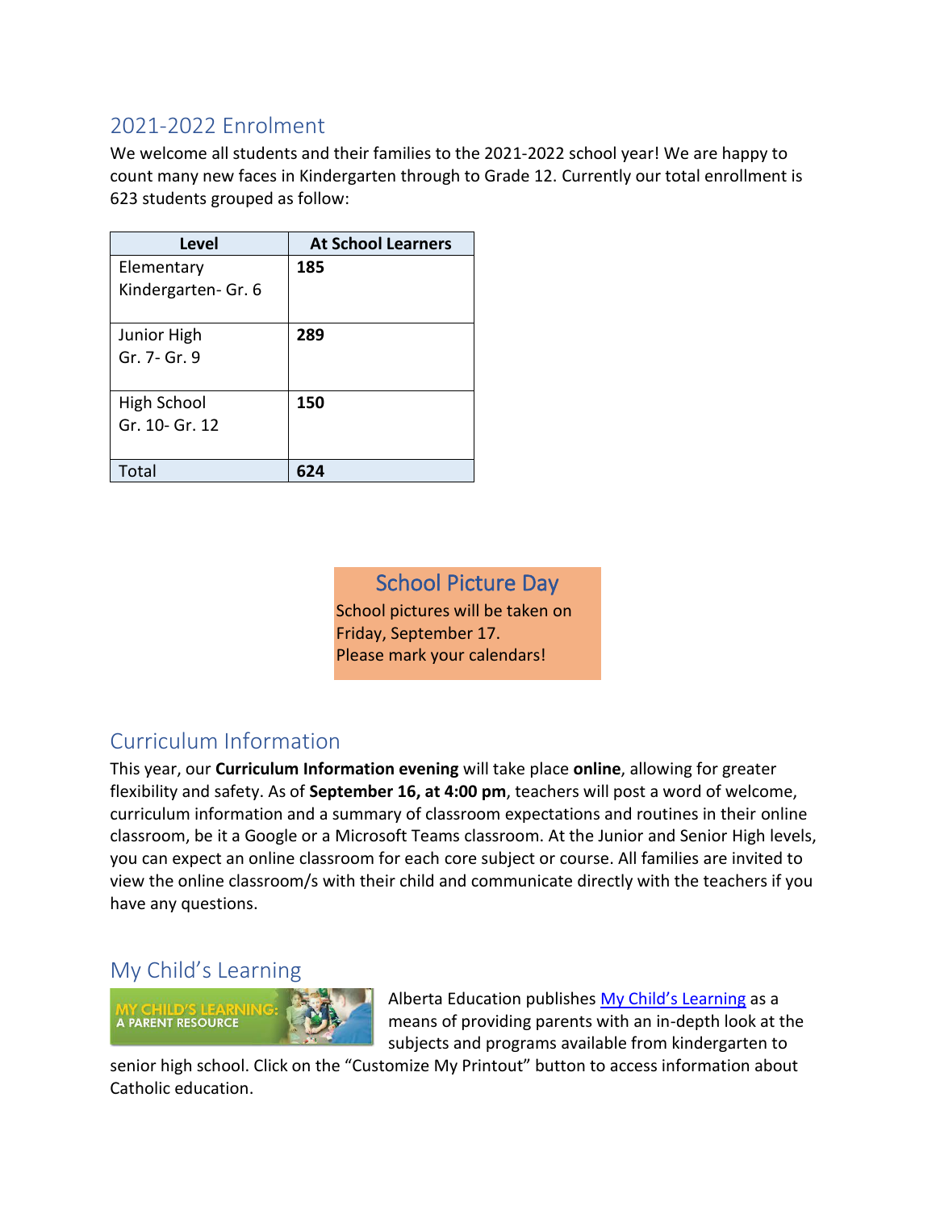## 2021-2022 Enrolment

We welcome all students and their families to the 2021-2022 school year! We are happy to count many new faces in Kindergarten through to Grade 12. Currently our total enrollment is 623 students grouped as follow:

| Level | At School Learners |
| --- | --- |
| Elementary Kindergarten- Gr. 6 | **185** |
| Junior High Gr. 7- Gr. 9 | **289** |
| High School Gr. 10- Gr. 12 | **150** |
| Total | **624** |

## School Picture Day

School pictures will be taken on Friday, September 17.
Please mark your calendars!

## Curriculum Information

This year, our **Curriculum Information evening** will take place **online**, allowing for greater flexibility and safety. As of **September 16, at 4:00 pm**, teachers will post a word of welcome, curriculum information and a summary of classroom expectations and routines in their online classroom, be it a Google or a Microsoft Teams classroom. At the Junior and Senior High levels, you can expect an online classroom for each core subject or course. All families are invited to view the online classroom/s with their child and communicate directly with the teachers if you have any questions.

## My Child's Learning

MY CHILD'S LEARNING: A PARENT RESOURCE

Alberta Education publishes My Child's Learning as a means of providing parents with an in-depth look at the subjects and programs available from kindergarten to senior high school. Click on the "Customize My Printout" button to access information about Catholic education.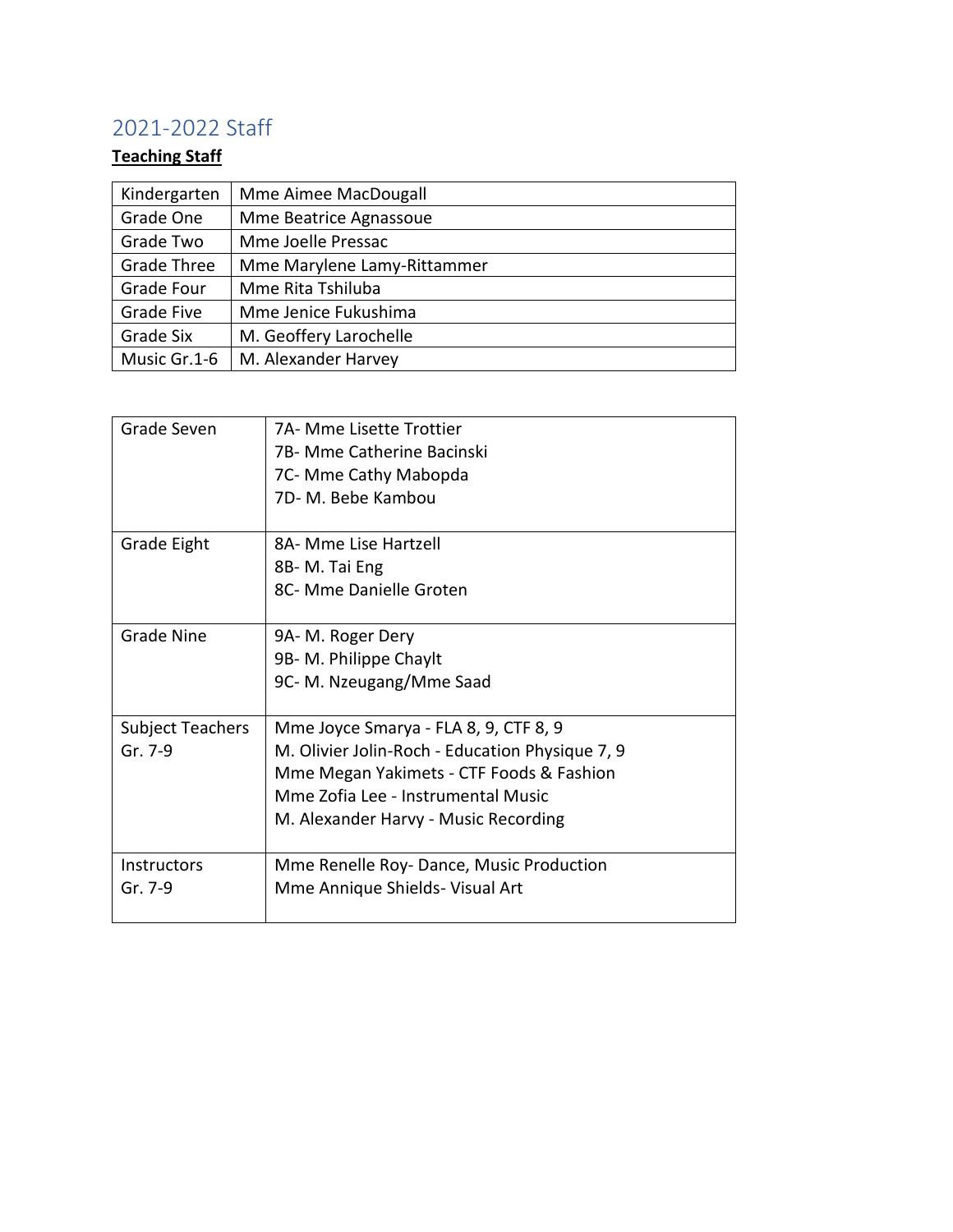## 2021-2022 Staff

**Teaching Staff**

| | |
|---|---|
| Kindergarten | Mme Aimee MacDougall |
| Grade One | Mme Beatrice Agnassoue |
| Grade Two | Mme Joelle Pressac |
| Grade Three | Mme Marylene Lamy-Rittammer |
| Grade Four | Mme Rita Tshiluba |
| Grade Five | Mme Jenice Fukushima |
| Grade Six | M. Geoffery Larochelle |
| Music Gr.1-6 | M. Alexander Harvey |

| | |
|---|---|
| Grade Seven | 7A- Mme Lisette Trottier<br>7B- Mme Catherine Bacinski<br>7C- Mme Cathy Mabopda<br>7D- M. Bebe Kambou |
| Grade Eight | 8A- Mme Lise Hartzell<br>8B- M. Tai Eng<br>8C- Mme Danielle Groten |
| Grade Nine | 9A- M. Roger Dery<br>9B- M. Philippe Chaylt<br>9C- M. Nzeugang/Mme Saad |
| Subject Teachers Gr. 7-9 | Mme Joyce Smarya - FLA 8, 9, CTF 8, 9<br>M. Olivier Jolin-Roch - Education Physique 7, 9<br>Mme Megan Yakimets - CTF Foods & Fashion<br>Mme Zofia Lee - Instrumental Music<br>M. Alexander Harvy - Music Recording |
| Instructors Gr. 7-9 | Mme Renelle Roy- Dance, Music Production<br>Mme Annique Shields- Visual Art |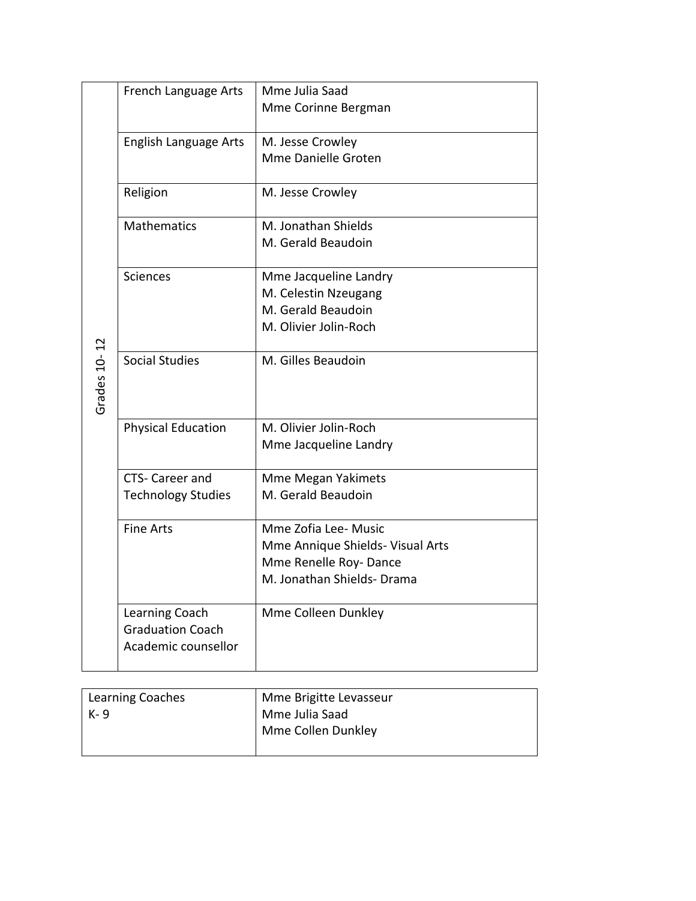| | | |
|---|---|---|
| Grades 10- 12 | French Language Arts | Mme Julia Saad<br>Mme Corinne Bergman |
| | English Language Arts | M. Jesse Crowley<br>Mme Danielle Groten |
| | Religion | M. Jesse Crowley |
| | Mathematics | M. Jonathan Shields<br>M. Gerald Beaudoin |
| | Sciences | Mme Jacqueline Landry<br>M. Celestin Nzeugang<br>M. Gerald Beaudoin<br>M. Olivier Jolin-Roch |
| | Social Studies | M. Gilles Beaudoin |
| | Physical Education | M. Olivier Jolin-Roch<br>Mme Jacqueline Landry |
| | CTS- Career and Technology Studies | Mme Megan Yakimets<br>M. Gerald Beaudoin |
| | Fine Arts | Mme Zofia Lee- Music<br>Mme Annique Shields- Visual Arts<br>Mme Renelle Roy- Dance<br>M. Jonathan Shields- Drama |
| | Learning Coach<br>Graduation Coach<br>Academic counsellor | Mme Colleen Dunkley |

| | |
|---|---|
| Learning Coaches<br>K- 9 | Mme Brigitte Levasseur<br>Mme Julia Saad<br>Mme Collen Dunkley |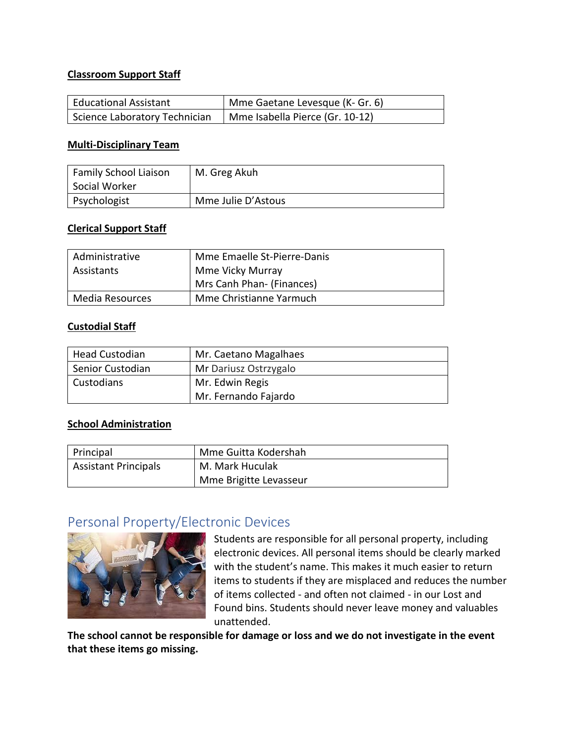**Classroom Support Staff**

| Educational Assistant | Mme Gaetane Levesque (K- Gr. 6) |
|---|---|
| Science Laboratory Technician | Mme Isabella Pierce (Gr. 10-12) |

**Multi-Disciplinary Team**

| Family School Liaison Social Worker | M. Greg Akuh |
|---|---|
| Psychologist | Mme Julie D'Astous |

**Clerical Support Staff**

| Administrative Assistants | Mme Emaelle St-Pierre-Danis<br>Mme Vicky Murray<br>Mrs Canh Phan- (Finances) |
|---|---|
| Media Resources | Mme Christianne Yarmuch |

**Custodial Staff**

| Head Custodian | Mr. Caetano Magalhaes |
|---|---|
| Senior Custodian | Mr Dariusz Ostrzygalo |
| Custodians | Mr. Edwin Regis<br>Mr. Fernando Fajardo |

**School Administration**

| Principal | Mme Guitta Kodershah |
|---|---|
| Assistant Principals | M. Mark Huculak<br>Mme Brigitte Levasseur |

## Personal Property/Electronic Devices

Students are responsible for all personal property, including electronic devices. All personal items should be clearly marked with the student's name. This makes it much easier to return items to students if they are misplaced and reduces the number of items collected - and often not claimed - in our Lost and Found bins. Students should never leave money and valuables unattended.

**The school cannot be responsible for damage or loss and we do not investigate in the event that these items go missing.**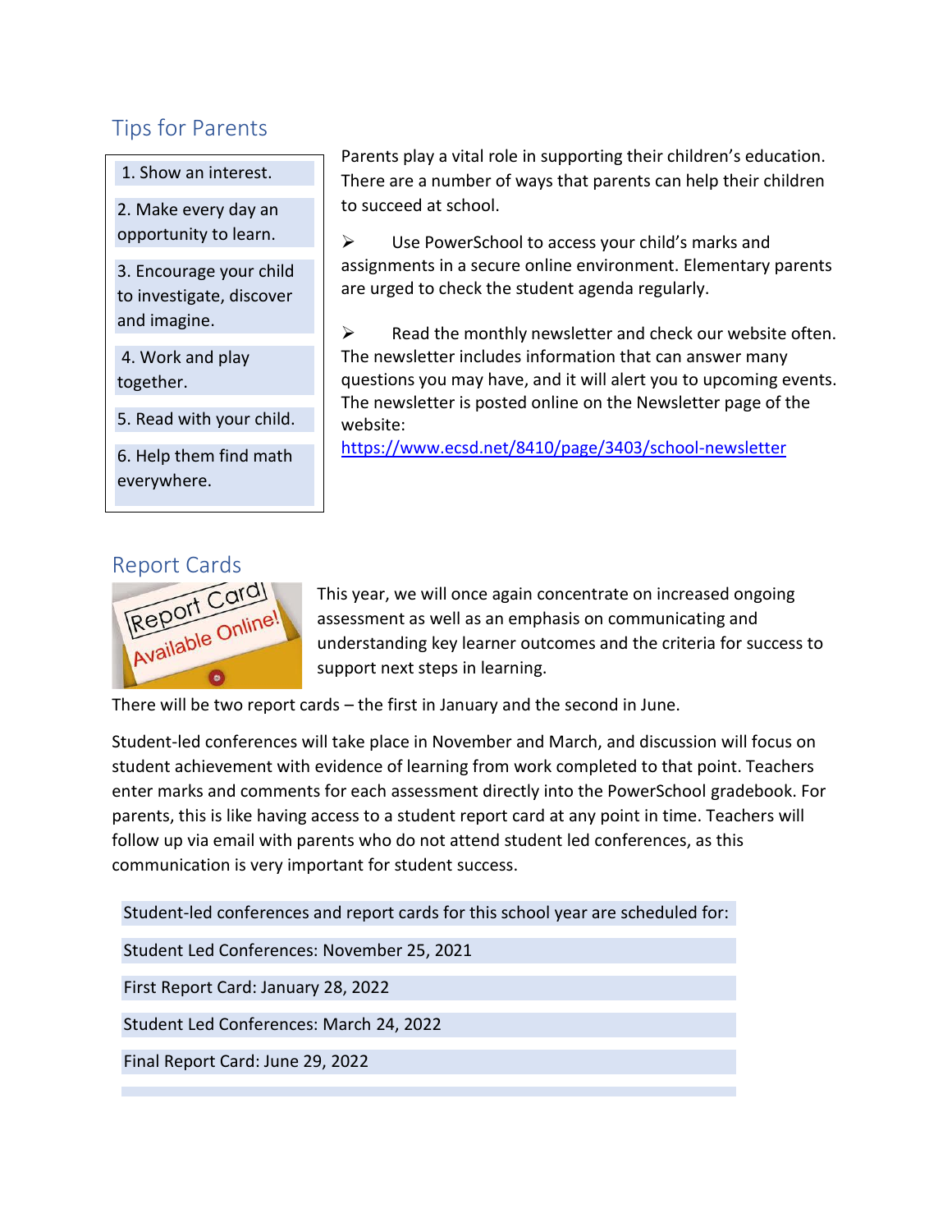## Tips for Parents

1. Show an interest.
2. Make every day an opportunity to learn.
3. Encourage your child to investigate, discover and imagine.
4. Work and play together.
5. Read with your child.
6. Help them find math everywhere.

Parents play a vital role in supporting their children's education. There are a number of ways that parents can help their children to succeed at school.

- Use PowerSchool to access your child's marks and assignments in a secure online environment. Elementary parents are urged to check the student agenda regularly.

- Read the monthly newsletter and check our website often. The newsletter includes information that can answer many questions you may have, and it will alert you to upcoming events. The newsletter is posted online on the Newsletter page of the website: https://www.ecsd.net/8410/page/3403/school-newsletter

## Report Cards

This year, we will once again concentrate on increased ongoing assessment as well as an emphasis on communicating and understanding key learner outcomes and the criteria for success to support next steps in learning.

There will be two report cards – the first in January and the second in June.

Student-led conferences will take place in November and March, and discussion will focus on student achievement with evidence of learning from work completed to that point. Teachers enter marks and comments for each assessment directly into the PowerSchool gradebook. For parents, this is like having access to a student report card at any point in time. Teachers will follow up via email with parents who do not attend student led conferences, as this communication is very important for student success.

| Student-led conferences and report cards for this school year are scheduled for: |
|---|
| Student Led Conferences: November 25, 2021 |
| First Report Card: January 28, 2022 |
| Student Led Conferences: March 24, 2022 |
| Final Report Card: June 29, 2022 |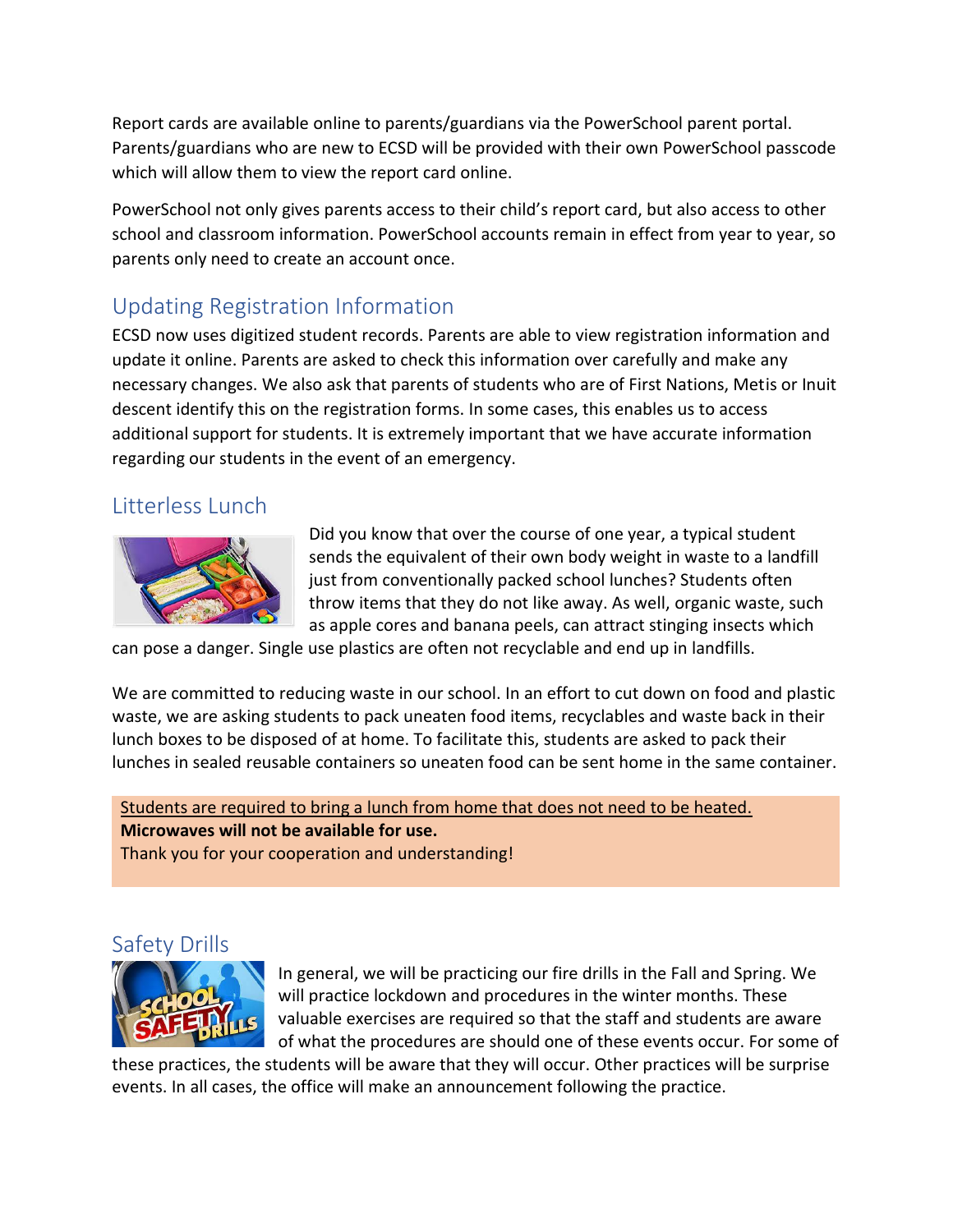Report cards are available online to parents/guardians via the PowerSchool parent portal. Parents/guardians who are new to ECSD will be provided with their own PowerSchool passcode which will allow them to view the report card online.

PowerSchool not only gives parents access to their child's report card, but also access to other school and classroom information. PowerSchool accounts remain in effect from year to year, so parents only need to create an account once.

## Updating Registration Information

ECSD now uses digitized student records. Parents are able to view registration information and update it online. Parents are asked to check this information over carefully and make any necessary changes. We also ask that parents of students who are of First Nations, Metis or Inuit descent identify this on the registration forms. In some cases, this enables us to access additional support for students. It is extremely important that we have accurate information regarding our students in the event of an emergency.

## Litterless Lunch

Did you know that over the course of one year, a typical student sends the equivalent of their own body weight in waste to a landfill just from conventionally packed school lunches? Students often throw items that they do not like away. As well, organic waste, such as apple cores and banana peels, can attract stinging insects which can pose a danger. Single use plastics are often not recyclable and end up in landfills.

We are committed to reducing waste in our school. In an effort to cut down on food and plastic waste, we are asking students to pack uneaten food items, recyclables and waste back in their lunch boxes to be disposed of at home. To facilitate this, students are asked to pack their lunches in sealed reusable containers so uneaten food can be sent home in the same container.

<u>Students are required to bring a lunch from home that does not need to be heated.</u>
**Microwaves will not be available for use.**
Thank you for your cooperation and understanding!

## Safety Drills

In general, we will be practicing our fire drills in the Fall and Spring. We will practice lockdown and procedures in the winter months. These valuable exercises are required so that the staff and students are aware of what the procedures are should one of these events occur. For some of these practices, the students will be aware that they will occur. Other practices will be surprise events. In all cases, the office will make an announcement following the practice.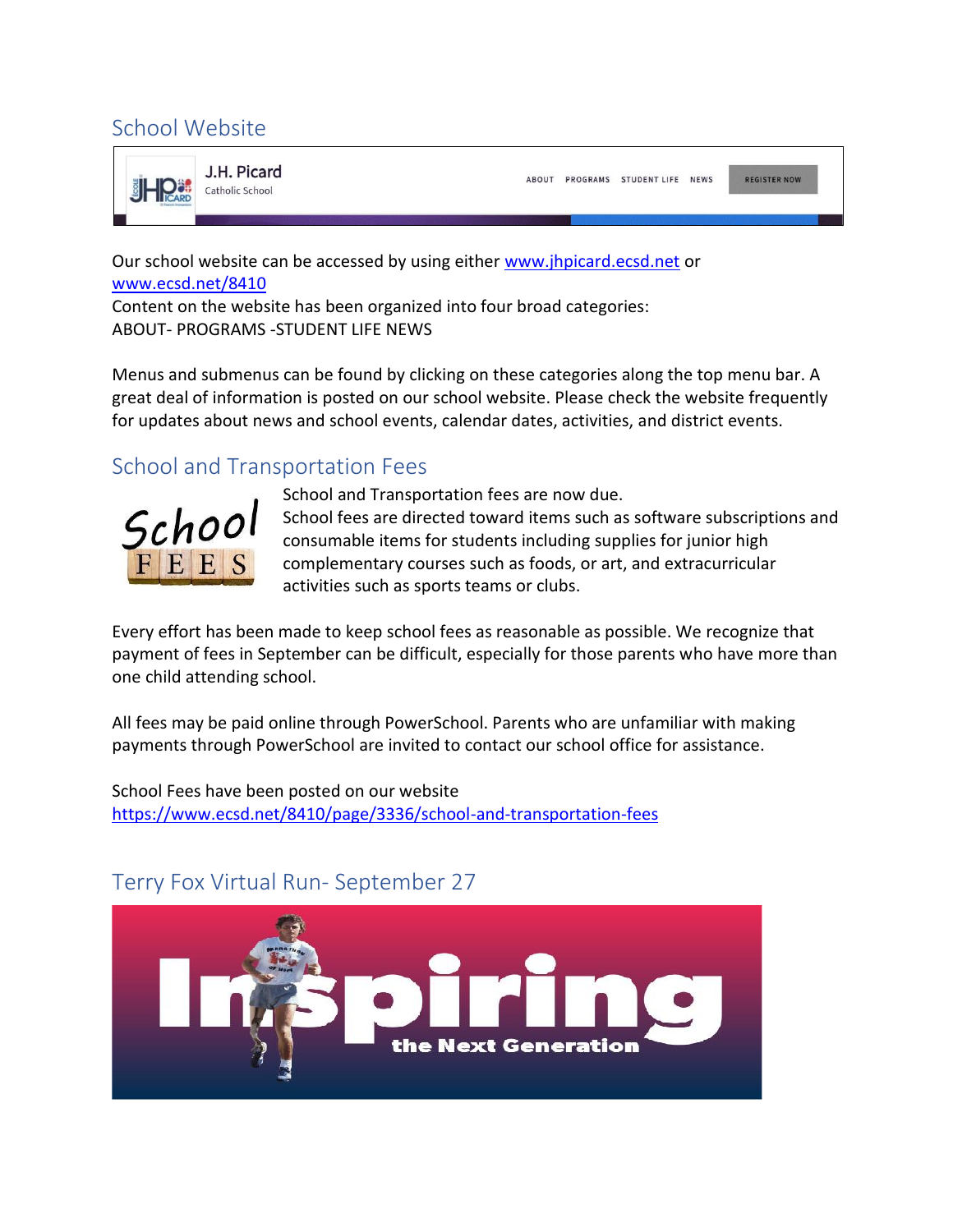## School Website

Our school website can be accessed by using either www.jhpicard.ecsd.net or www.ecsd.net/8410

Content on the website has been organized into four broad categories:

ABOUT- PROGRAMS -STUDENT LIFE NEWS

Menus and submenus can be found by clicking on these categories along the top menu bar. A great deal of information is posted on our school website. Please check the website frequently for updates about news and school events, calendar dates, activities, and district events.

## School and Transportation Fees

School and Transportation fees are now due.

School fees are directed toward items such as software subscriptions and consumable items for students including supplies for junior high complementary courses such as foods, or art, and extracurricular activities such as sports teams or clubs.

Every effort has been made to keep school fees as reasonable as possible. We recognize that payment of fees in September can be difficult, especially for those parents who have more than one child attending school.

All fees may be paid online through PowerSchool. Parents who are unfamiliar with making payments through PowerSchool are invited to contact our school office for assistance.

School Fees have been posted on our website https://www.ecsd.net/8410/page/3336/school-and-transportation-fees

## Terry Fox Virtual Run- September 27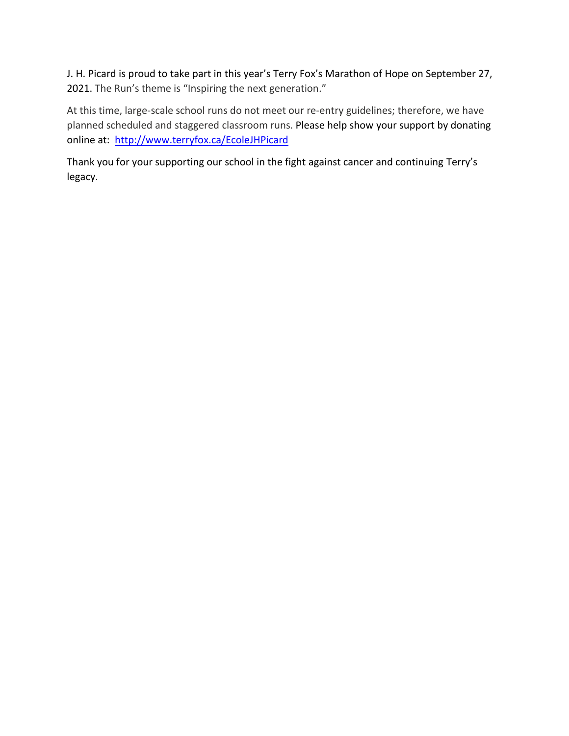J. H. Picard is proud to take part in this year's Terry Fox's Marathon of Hope on September 27, 2021. The Run's theme is "Inspiring the next generation."

At this time, large-scale school runs do not meet our re-entry guidelines; therefore, we have planned scheduled and staggered classroom runs. Please help show your support by donating online at: [http://www.terryfox.ca/EcoleJHPicard](http://www.terryfox.ca/EcoleJHPicard)

Thank you for your supporting our school in the fight against cancer and continuing Terry's legacy.